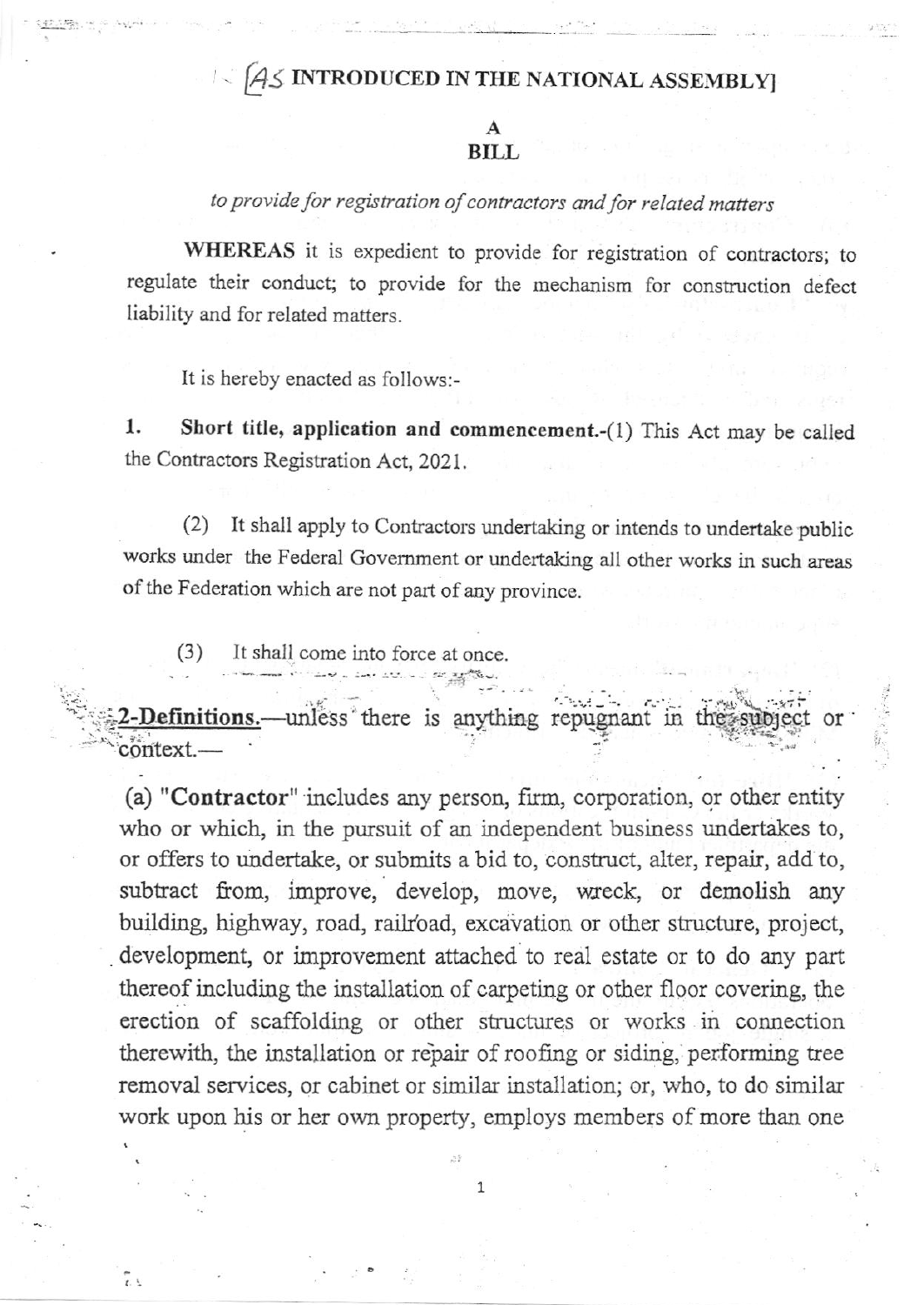[AS INTRODUCED IN THE NATIONAL ASSEMBLY]

# A
# BILL

*to provide for registration of contractors and for related matters*

**WHEREAS** it is expedient to provide for registration of contractors; to regulate their conduct; to provide for the mechanism for construction defect liability and for related matters.

It is hereby enacted as follows:-

**1. Short title, application and commencement.**-(1) This Act may be called the Contractors Registration Act, 2021.

(2) It shall apply to Contractors undertaking or intends to undertake public works under the Federal Government or undertaking all other works in such areas of the Federation which are not part of any province.

(3) It shall come into force at once.

**2-Definitions.**—unless there is anything repugnant in the subject or context.—

(a) "**Contractor**" includes any person, firm, corporation, or other entity who or which, in the pursuit of an independent business undertakes to, or offers to undertake, or submits a bid to, construct, alter, repair, add to, subtract from, improve, develop, move, wreck, or demolish any building, highway, road, railroad, excavation or other structure, project, development, or improvement attached to real estate or to do any part thereof including the installation of carpeting or other floor covering, the erection of scaffolding or other structures or works in connection therewith, the installation or repair of roofing or siding, performing tree removal services, or cabinet or similar installation; or, who, to do similar work upon his or her own property, employs members of more than one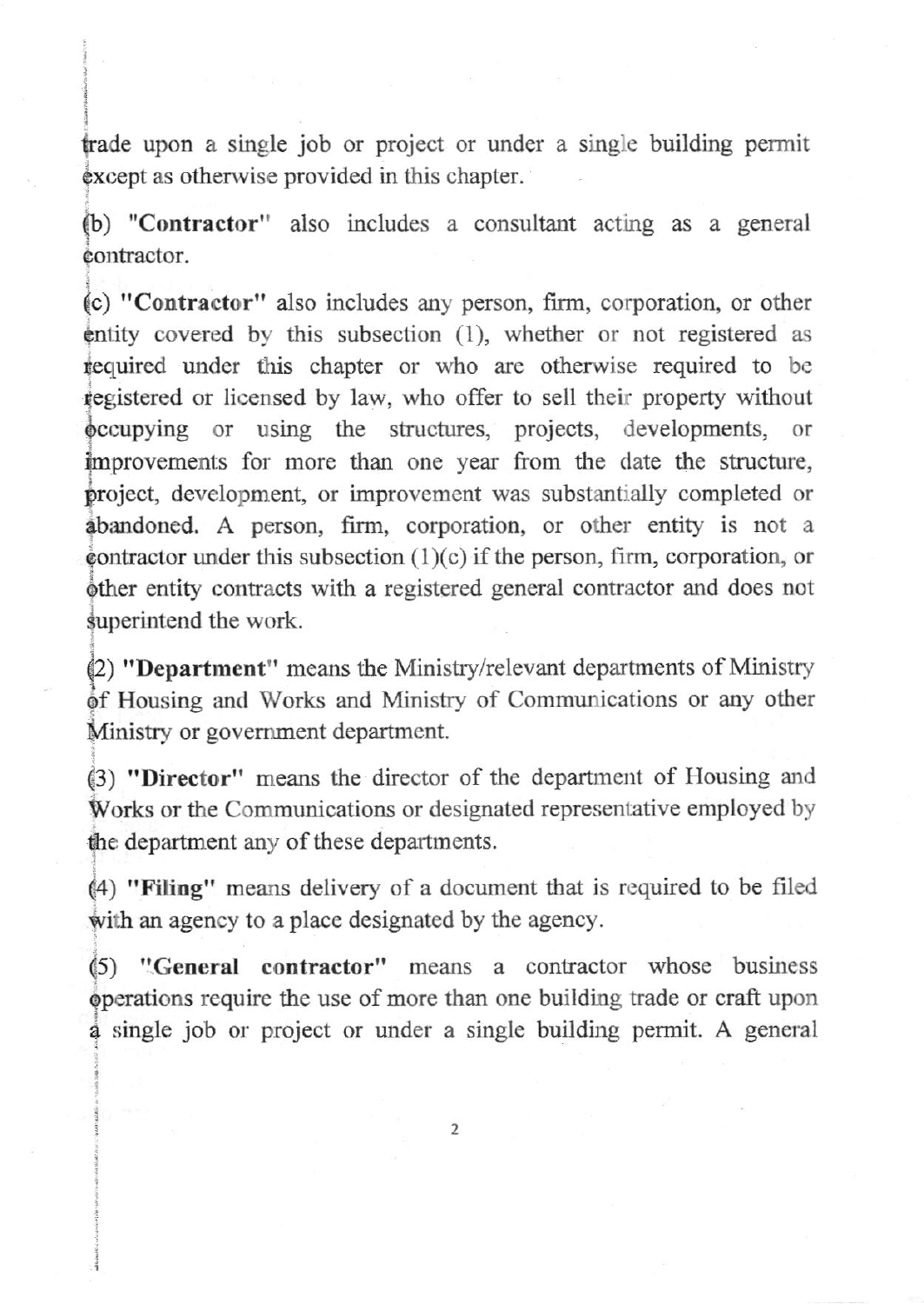trade upon a single job or project or under a single building permit except as otherwise provided in this chapter.

(b) **"Contractor"** also includes a consultant acting as a general contractor.

(c) **"Contractor"** also includes any person, firm, corporation, or other entity covered by this subsection (1), whether or not registered as required under this chapter or who are otherwise required to be registered or licensed by law, who offer to sell their property without occupying or using the structures, projects, developments, or improvements for more than one year from the date the structure, project, development, or improvement was substantially completed or abandoned. A person, firm, corporation, or other entity is not a contractor under this subsection (1)(c) if the person, firm, corporation, or other entity contracts with a registered general contractor and does not superintend the work.

(2) **"Department"** means the Ministry/relevant departments of Ministry of Housing and Works and Ministry of Communications or any other Ministry or government department.

(3) **"Director"** means the director of the department of Housing and Works or the Communications or designated representative employed by the department any of these departments.

(4) **"Filing"** means delivery of a document that is required to be filed with an agency to a place designated by the agency.

(5) **"General contractor"** means a contractor whose business operations require the use of more than one building trade or craft upon a single job or project or under a single building permit. A general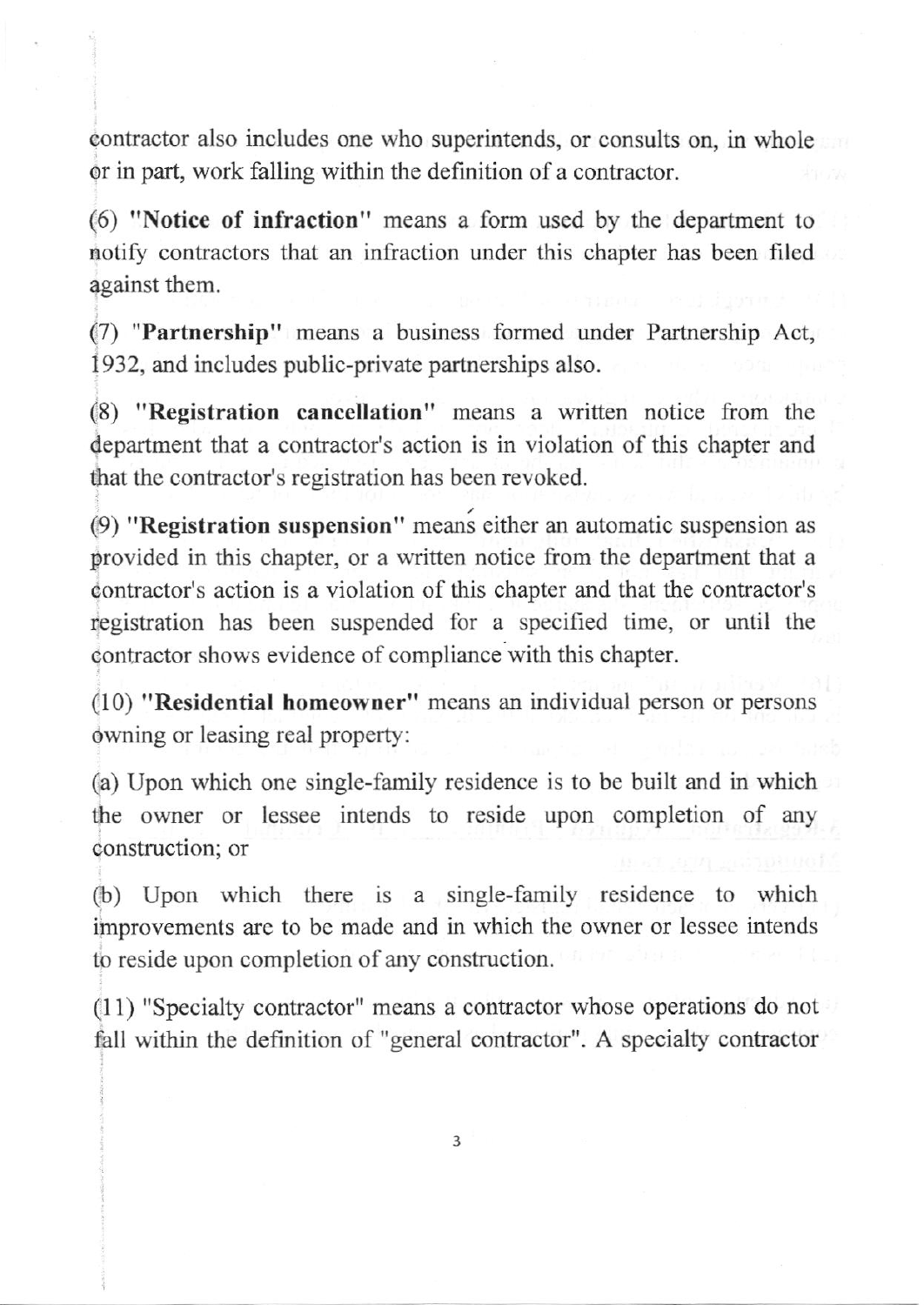contractor also includes one who superintends, or consults on, in whole or in part, work falling within the definition of a contractor.

(6) **"Notice of infraction"** means a form used by the department to notify contractors that an infraction under this chapter has been filed against them.

(7) "**Partnership**" means a business formed under Partnership Act, 1932, and includes public-private partnerships also.

(8) **"Registration cancellation"** means a written notice from the department that a contractor's action is in violation of this chapter and that the contractor's registration has been revoked.

(9) **"Registration suspension"** means either an automatic suspension as provided in this chapter, or a written notice from the department that a contractor's action is a violation of this chapter and that the contractor's registration has been suspended for a specified time, or until the contractor shows evidence of compliance with this chapter.

(10) **"Residential homeowner"** means an individual person or persons owning or leasing real property:

(a) Upon which one single-family residence is to be built and in which the owner or lessee intends to reside upon completion of any construction; or

(b) Upon which there is a single-family residence to which improvements are to be made and in which the owner or lessee intends to reside upon completion of any construction.

(11) "Specialty contractor" means a contractor whose operations do not fall within the definition of "general contractor". A specialty contractor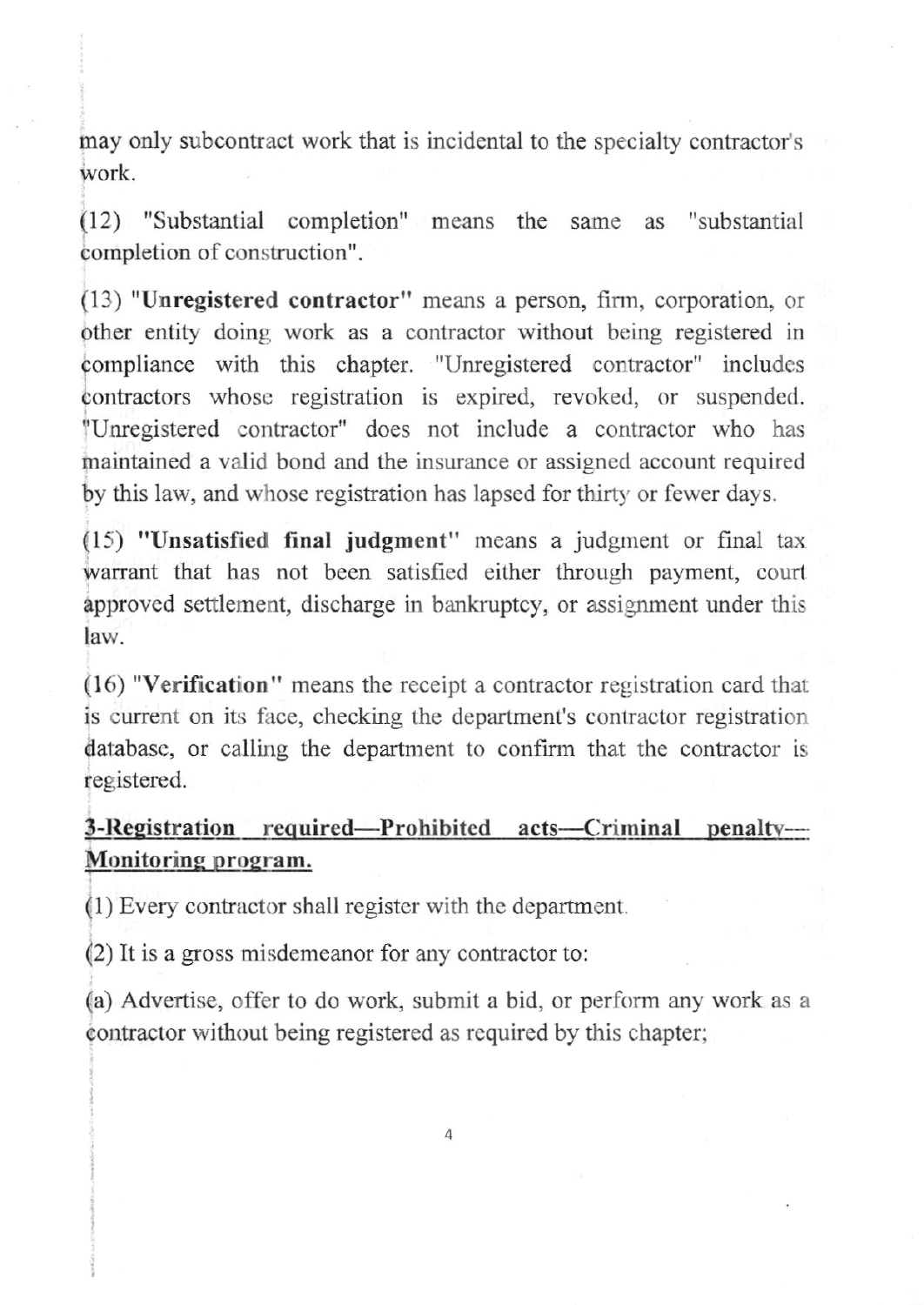may only subcontract work that is incidental to the specialty contractor's work.

(12) "Substantial completion" means the same as "substantial completion of construction".

(13) **"Unregistered contractor"** means a person, firm, corporation, or other entity doing work as a contractor without being registered in compliance with this chapter. "Unregistered contractor" includes contractors whose registration is expired, revoked, or suspended. "Unregistered contractor" does not include a contractor who has maintained a valid bond and the insurance or assigned account required by this law, and whose registration has lapsed for thirty or fewer days.

(15) **"Unsatisfied final judgment"** means a judgment or final tax warrant that has not been satisfied either through payment, court approved settlement, discharge in bankruptcy, or assignment under this law.

(16) **"Verification"** means the receipt a contractor registration card that is current on its face, checking the department's contractor registration database, or calling the department to confirm that the contractor is registered.

## 3-Registration required—Prohibited acts—Criminal penalty—Monitoring program.

(1) Every contractor shall register with the department.

(2) It is a gross misdemeanor for any contractor to:

(a) Advertise, offer to do work, submit a bid, or perform any work as a contractor without being registered as required by this chapter;